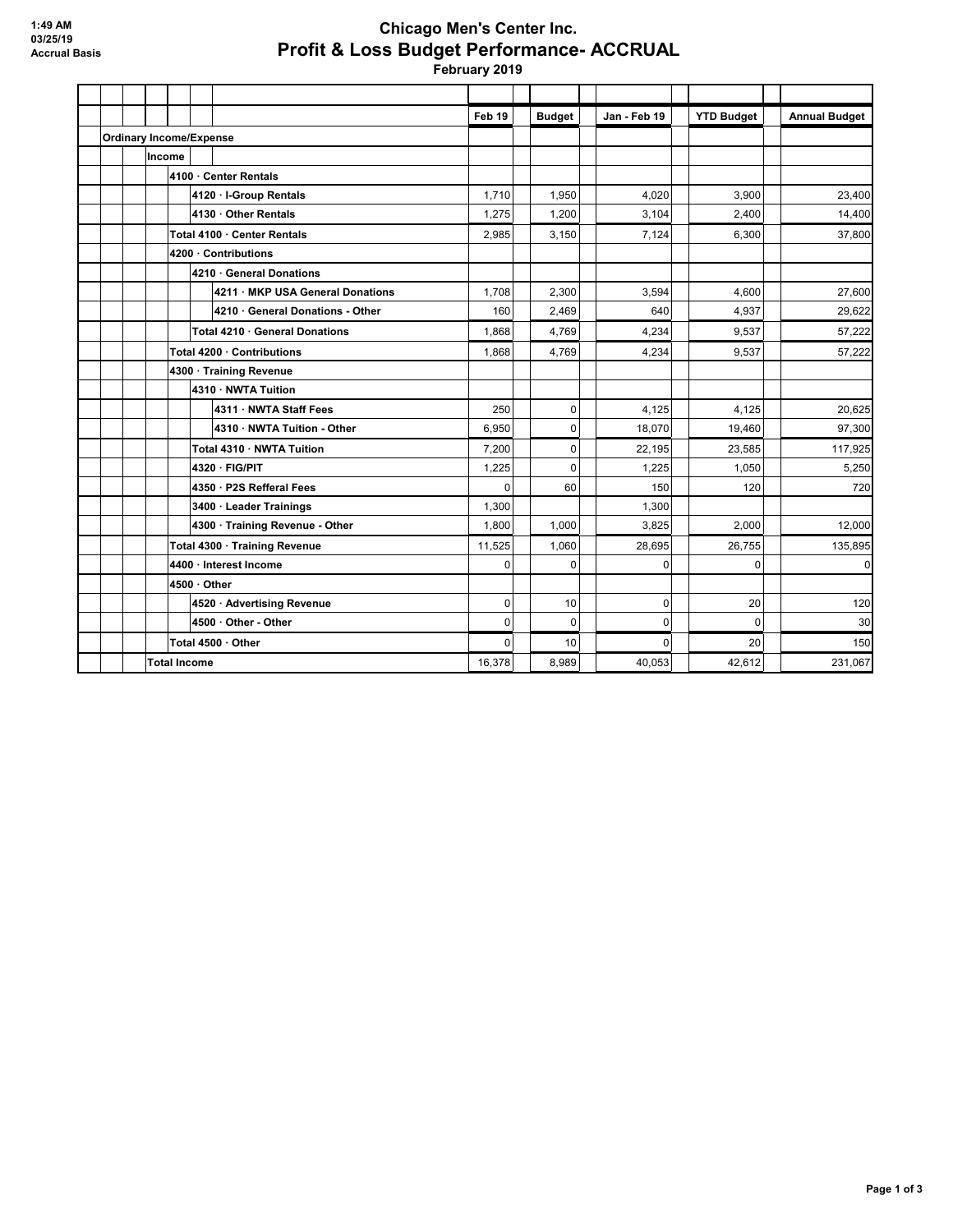1:49 AM
03/25/19
Accrual Basis

# Chicago Men's Center Inc.
## Profit & Loss Budget Performance- ACCRUAL
### February 2019

| | Feb 19 | Budget | Jan - Feb 19 | YTD Budget | Annual Budget |
|---|---|---|---|---|---|
| **Ordinary Income/Expense** | | | | | |
| **Income** | | | | | |
| **4100 · Center Rentals** | | | | | |
| **4120 · I-Group Rentals** | 1,710 | 1,950 | 4,020 | 3,900 | 23,400 |
| **4130 · Other Rentals** | 1,275 | 1,200 | 3,104 | 2,400 | 14,400 |
| **Total 4100 · Center Rentals** | 2,985 | 3,150 | 7,124 | 6,300 | 37,800 |
| **4200 · Contributions** | | | | | |
| **4210 · General Donations** | | | | | |
| **4211 · MKP USA General Donations** | 1,708 | 2,300 | 3,594 | 4,600 | 27,600 |
| **4210 · General Donations - Other** | 160 | 2,469 | 640 | 4,937 | 29,622 |
| **Total 4210 · General Donations** | 1,868 | 4,769 | 4,234 | 9,537 | 57,222 |
| **Total 4200 · Contributions** | 1,868 | 4,769 | 4,234 | 9,537 | 57,222 |
| **4300 · Training Revenue** | | | | | |
| **4310 · NWTA Tuition** | | | | | |
| **4311 · NWTA Staff Fees** | 250 | 0 | 4,125 | 4,125 | 20,625 |
| **4310 · NWTA Tuition - Other** | 6,950 | 0 | 18,070 | 19,460 | 97,300 |
| **Total 4310 · NWTA Tuition** | 7,200 | 0 | 22,195 | 23,585 | 117,925 |
| **4320 · FIG/PIT** | 1,225 | 0 | 1,225 | 1,050 | 5,250 |
| **4350 · P2S Refferal Fees** | 0 | 60 | 150 | 120 | 720 |
| **3400 · Leader Trainings** | 1,300 | | 1,300 | | |
| **4300 · Training Revenue - Other** | 1,800 | 1,000 | 3,825 | 2,000 | 12,000 |
| **Total 4300 · Training Revenue** | 11,525 | 1,060 | 28,695 | 26,755 | 135,895 |
| **4400 · Interest Income** | 0 | 0 | 0 | 0 | 0 |
| **4500 · Other** | | | | | |
| **4520 · Advertising Revenue** | 0 | 10 | 0 | 20 | 120 |
| **4500 · Other - Other** | 0 | 0 | 0 | 0 | 30 |
| **Total 4500 · Other** | 0 | 10 | 0 | 20 | 150 |
| **Total Income** | 16,378 | 8,989 | 40,053 | 42,612 | 231,067 |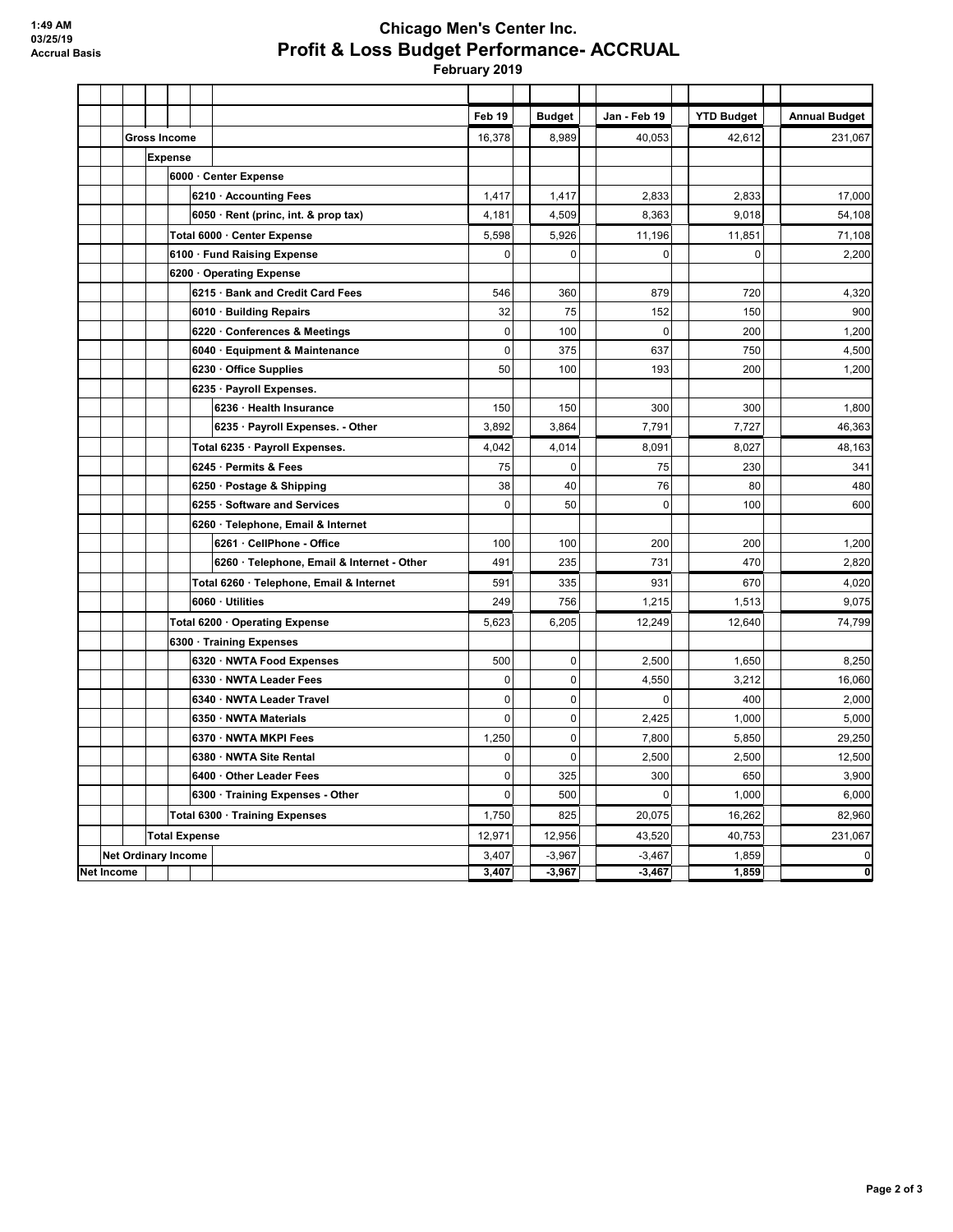1:49 AM
03/25/19
Accrual Basis

# Chicago Men's Center Inc.
## Profit & Loss Budget Performance- ACCRUAL
### February 2019

| | Feb 19 | Budget | Jan - Feb 19 | YTD Budget | Annual Budget |
|---|---|---|---|---|---|
| **Gross Income** | 16,378 | 8,989 | 40,053 | 42,612 | 231,067 |
| **Expense** | | | | | |
| **6000 · Center Expense** | | | | | |
| **6210 · Accounting Fees** | 1,417 | 1,417 | 2,833 | 2,833 | 17,000 |
| **6050 · Rent (princ, int. & prop tax)** | 4,181 | 4,509 | 8,363 | 9,018 | 54,108 |
| **Total 6000 · Center Expense** | 5,598 | 5,926 | 11,196 | 11,851 | 71,108 |
| **6100 · Fund Raising Expense** | 0 | 0 | 0 | 0 | 2,200 |
| **6200 · Operating Expense** | | | | | |
| **6215 · Bank and Credit Card Fees** | 546 | 360 | 879 | 720 | 4,320 |
| **6010 · Building Repairs** | 32 | 75 | 152 | 150 | 900 |
| **6220 · Conferences & Meetings** | 0 | 100 | 0 | 200 | 1,200 |
| **6040 · Equipment & Maintenance** | 0 | 375 | 637 | 750 | 4,500 |
| **6230 · Office Supplies** | 50 | 100 | 193 | 200 | 1,200 |
| **6235 · Payroll Expenses.** | | | | | |
| **6236 · Health Insurance** | 150 | 150 | 300 | 300 | 1,800 |
| **6235 · Payroll Expenses. - Other** | 3,892 | 3,864 | 7,791 | 7,727 | 46,363 |
| **Total 6235 · Payroll Expenses.** | 4,042 | 4,014 | 8,091 | 8,027 | 48,163 |
| **6245 · Permits & Fees** | 75 | 0 | 75 | 230 | 341 |
| **6250 · Postage & Shipping** | 38 | 40 | 76 | 80 | 480 |
| **6255 · Software and Services** | 0 | 50 | 0 | 100 | 600 |
| **6260 · Telephone, Email & Internet** | | | | | |
| **6261 · CellPhone - Office** | 100 | 100 | 200 | 200 | 1,200 |
| **6260 · Telephone, Email & Internet - Other** | 491 | 235 | 731 | 470 | 2,820 |
| **Total 6260 · Telephone, Email & Internet** | 591 | 335 | 931 | 670 | 4,020 |
| **6060 · Utilities** | 249 | 756 | 1,215 | 1,513 | 9,075 |
| **Total 6200 · Operating Expense** | 5,623 | 6,205 | 12,249 | 12,640 | 74,799 |
| **6300 · Training Expenses** | | | | | |
| **6320 · NWTA Food Expenses** | 500 | 0 | 2,500 | 1,650 | 8,250 |
| **6330 · NWTA Leader Fees** | 0 | 0 | 4,550 | 3,212 | 16,060 |
| **6340 · NWTA Leader Travel** | 0 | 0 | 0 | 400 | 2,000 |
| **6350 · NWTA Materials** | 0 | 0 | 2,425 | 1,000 | 5,000 |
| **6370 · NWTA MKPI Fees** | 1,250 | 0 | 7,800 | 5,850 | 29,250 |
| **6380 · NWTA Site Rental** | 0 | 0 | 2,500 | 2,500 | 12,500 |
| **6400 · Other Leader Fees** | 0 | 325 | 300 | 650 | 3,900 |
| **6300 · Training Expenses - Other** | 0 | 500 | 0 | 1,000 | 6,000 |
| **Total 6300 · Training Expenses** | 1,750 | 825 | 20,075 | 16,262 | 82,960 |
| **Total Expense** | 12,971 | 12,956 | 43,520 | 40,753 | 231,067 |
| **Net Ordinary Income** | 3,407 | -3,967 | -3,467 | 1,859 | 0 |
| **Net Income** | **3,407** | **-3,967** | **-3,467** | **1,859** | **0** |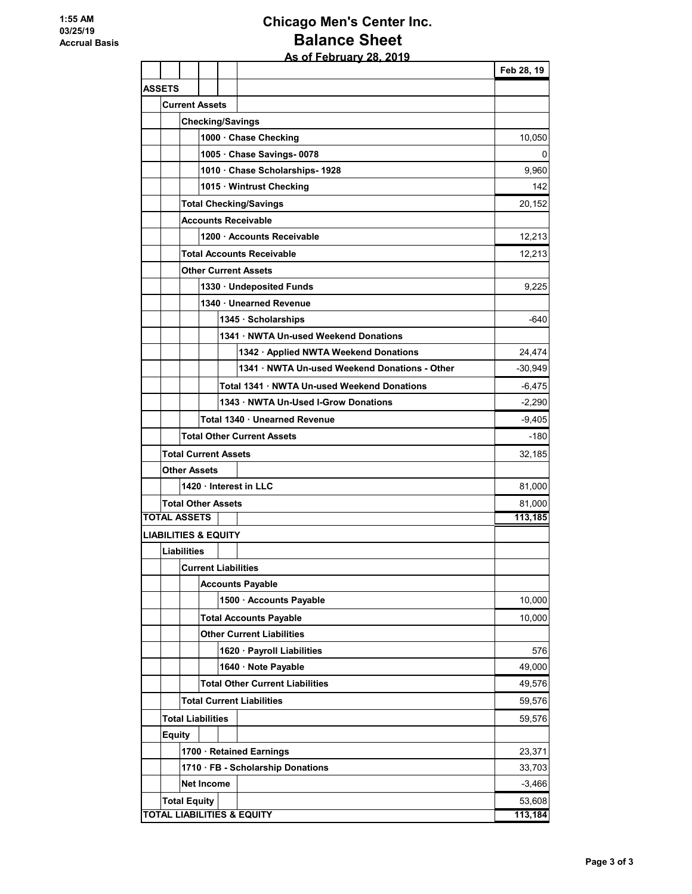1:55 AM
03/25/19
Accrual Basis

# Chicago Men's Center Inc.
## Balance Sheet
### As of February 28, 2019

| | Feb 28, 19 |
|---|---|
| **ASSETS** | |
| **Current Assets** | |
| **Checking/Savings** | |
| 1000 · Chase Checking | 10,050 |
| 1005 · Chase Savings- 0078 | 0 |
| 1010 · Chase Scholarships- 1928 | 9,960 |
| 1015 · Wintrust Checking | 142 |
| **Total Checking/Savings** | 20,152 |
| **Accounts Receivable** | |
| 1200 · Accounts Receivable | 12,213 |
| **Total Accounts Receivable** | 12,213 |
| **Other Current Assets** | |
| 1330 · Undeposited Funds | 9,225 |
| 1340 · Unearned Revenue | |
| 1345 · Scholarships | -640 |
| 1341 · NWTA Un-used Weekend Donations | |
| 1342 · Applied NWTA Weekend Donations | 24,474 |
| 1341 · NWTA Un-used Weekend Donations - Other | -30,949 |
| Total 1341 · NWTA Un-used Weekend Donations | -6,475 |
| 1343 · NWTA Un-Used I-Grow Donations | -2,290 |
| Total 1340 · Unearned Revenue | -9,405 |
| **Total Other Current Assets** | -180 |
| **Total Current Assets** | 32,185 |
| **Other Assets** | |
| 1420 · Interest in LLC | 81,000 |
| **Total Other Assets** | 81,000 |
| **TOTAL ASSETS** | **113,185** |
| **LIABILITIES & EQUITY** | |
| **Liabilities** | |
| **Current Liabilities** | |
| **Accounts Payable** | |
| 1500 · Accounts Payable | 10,000 |
| **Total Accounts Payable** | 10,000 |
| **Other Current Liabilities** | |
| 1620 · Payroll Liabilities | 576 |
| 1640 · Note Payable | 49,000 |
| **Total Other Current Liabilities** | 49,576 |
| **Total Current Liabilities** | 59,576 |
| **Total Liabilities** | 59,576 |
| **Equity** | |
| 1700 · Retained Earnings | 23,371 |
| 1710 · FB - Scholarship Donations | 33,703 |
| Net Income | -3,466 |
| **Total Equity** | 53,608 |
| **TOTAL LIABILITIES & EQUITY** | **113,184** |